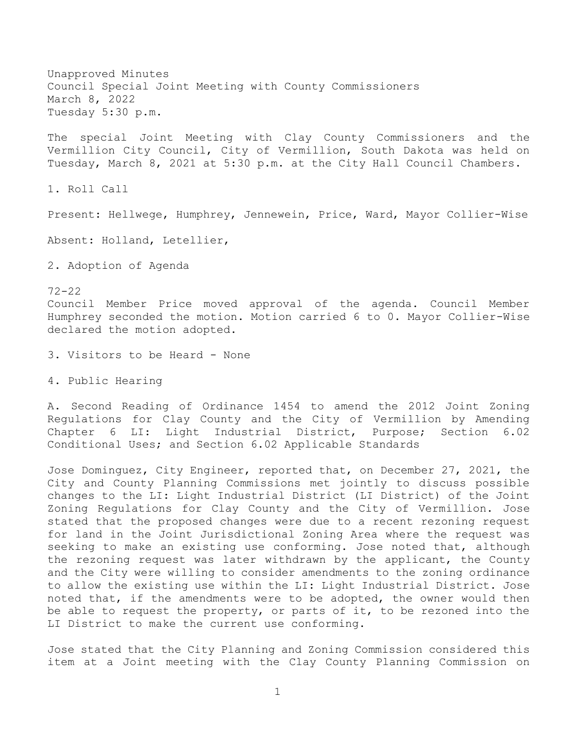Unapproved Minutes
Council Special Joint Meeting with County Commissioners
March 8, 2022
Tuesday 5:30 p.m.

The special Joint Meeting with Clay County Commissioners and the Vermillion City Council, City of Vermillion, South Dakota was held on Tuesday, March 8, 2021 at 5:30 p.m. at the City Hall Council Chambers.

1. Roll Call

Present: Hellwege, Humphrey, Jennewein, Price, Ward, Mayor Collier-Wise

Absent: Holland, Letellier,

2. Adoption of Agenda

72-22
Council Member Price moved approval of the agenda. Council Member Humphrey seconded the motion. Motion carried 6 to 0. Mayor Collier-Wise declared the motion adopted.

3. Visitors to be Heard - None

4. Public Hearing

A. Second Reading of Ordinance 1454 to amend the 2012 Joint Zoning Regulations for Clay County and the City of Vermillion by Amending Chapter 6 LI: Light Industrial District, Purpose; Section 6.02 Conditional Uses; and Section 6.02 Applicable Standards

Jose Dominguez, City Engineer, reported that, on December 27, 2021, the City and County Planning Commissions met jointly to discuss possible changes to the LI: Light Industrial District (LI District) of the Joint Zoning Regulations for Clay County and the City of Vermillion. Jose stated that the proposed changes were due to a recent rezoning request for land in the Joint Jurisdictional Zoning Area where the request was seeking to make an existing use conforming. Jose noted that, although the rezoning request was later withdrawn by the applicant, the County and the City were willing to consider amendments to the zoning ordinance to allow the existing use within the LI: Light Industrial District. Jose noted that, if the amendments were to be adopted, the owner would then be able to request the property, or parts of it, to be rezoned into the LI District to make the current use conforming.

Jose stated that the City Planning and Zoning Commission considered this item at a Joint meeting with the Clay County Planning Commission on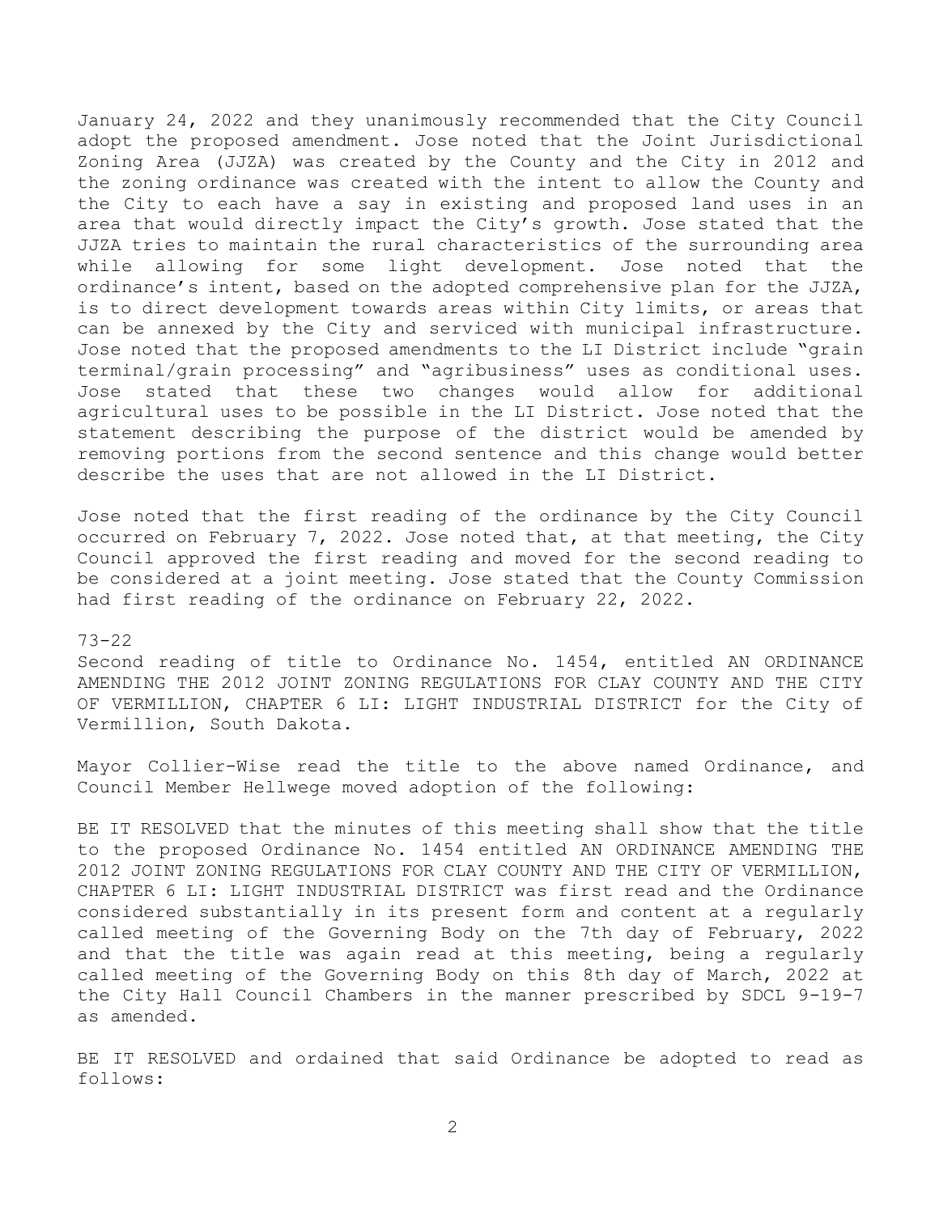January 24, 2022 and they unanimously recommended that the City Council adopt the proposed amendment. Jose noted that the Joint Jurisdictional Zoning Area (JJZA) was created by the County and the City in 2012 and the zoning ordinance was created with the intent to allow the County and the City to each have a say in existing and proposed land uses in an area that would directly impact the City's growth. Jose stated that the JJZA tries to maintain the rural characteristics of the surrounding area while allowing for some light development. Jose noted that the ordinance's intent, based on the adopted comprehensive plan for the JJZA, is to direct development towards areas within City limits, or areas that can be annexed by the City and serviced with municipal infrastructure. Jose noted that the proposed amendments to the LI District include "grain terminal/grain processing" and "agribusiness" uses as conditional uses. Jose stated that these two changes would allow for additional agricultural uses to be possible in the LI District. Jose noted that the statement describing the purpose of the district would be amended by removing portions from the second sentence and this change would better describe the uses that are not allowed in the LI District.

Jose noted that the first reading of the ordinance by the City Council occurred on February 7, 2022. Jose noted that, at that meeting, the City Council approved the first reading and moved for the second reading to be considered at a joint meeting. Jose stated that the County Commission had first reading of the ordinance on February 22, 2022.

73-22
Second reading of title to Ordinance No. 1454, entitled AN ORDINANCE AMENDING THE 2012 JOINT ZONING REGULATIONS FOR CLAY COUNTY AND THE CITY OF VERMILLION, CHAPTER 6 LI: LIGHT INDUSTRIAL DISTRICT for the City of Vermillion, South Dakota.

Mayor Collier-Wise read the title to the above named Ordinance, and Council Member Hellwege moved adoption of the following:

BE IT RESOLVED that the minutes of this meeting shall show that the title to the proposed Ordinance No. 1454 entitled AN ORDINANCE AMENDING THE 2012 JOINT ZONING REGULATIONS FOR CLAY COUNTY AND THE CITY OF VERMILLION, CHAPTER 6 LI: LIGHT INDUSTRIAL DISTRICT was first read and the Ordinance considered substantially in its present form and content at a regularly called meeting of the Governing Body on the 7th day of February, 2022 and that the title was again read at this meeting, being a regularly called meeting of the Governing Body on this 8th day of March, 2022 at the City Hall Council Chambers in the manner prescribed by SDCL 9-19-7 as amended.

BE IT RESOLVED and ordained that said Ordinance be adopted to read as follows: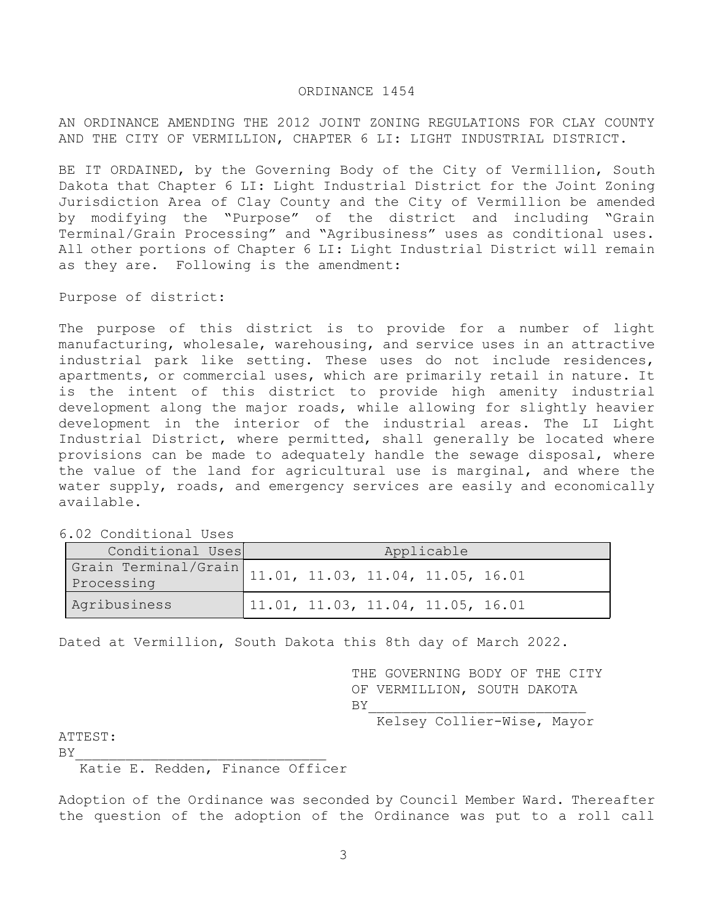# ORDINANCE 1454

AN ORDINANCE AMENDING THE 2012 JOINT ZONING REGULATIONS FOR CLAY COUNTY AND THE CITY OF VERMILLION, CHAPTER 6 LI: LIGHT INDUSTRIAL DISTRICT.

BE IT ORDAINED, by the Governing Body of the City of Vermillion, South Dakota that Chapter 6 LI: Light Industrial District for the Joint Zoning Jurisdiction Area of Clay County and the City of Vermillion be amended by modifying the "Purpose" of the district and including "Grain Terminal/Grain Processing" and "Agribusiness" uses as conditional uses. All other portions of Chapter 6 LI: Light Industrial District will remain as they are. Following is the amendment:

Purpose of district:

The purpose of this district is to provide for a number of light manufacturing, wholesale, warehousing, and service uses in an attractive industrial park like setting. These uses do not include residences, apartments, or commercial uses, which are primarily retail in nature. It is the intent of this district to provide high amenity industrial development along the major roads, while allowing for slightly heavier development in the interior of the industrial areas. The LI Light Industrial District, where permitted, shall generally be located where provisions can be made to adequately handle the sewage disposal, where the value of the land for agricultural use is marginal, and where the water supply, roads, and emergency services are easily and economically available.

6.02 Conditional Uses

| Conditional Uses | Applicable |
|---|---|
| Grain Terminal/Grain Processing | 11.01, 11.03, 11.04, 11.05, 16.01 |
| Agribusiness | 11.01, 11.03, 11.04, 11.05, 16.01 |

Dated at Vermillion, South Dakota this 8th day of March 2022.

THE GOVERNING BODY OF THE CITY OF VERMILLION, SOUTH DAKOTA

BY__________________________

Kelsey Collier-Wise, Mayor

ATTEST:

BY______________________________

Katie E. Redden, Finance Officer

Adoption of the Ordinance was seconded by Council Member Ward. Thereafter the question of the adoption of the Ordinance was put to a roll call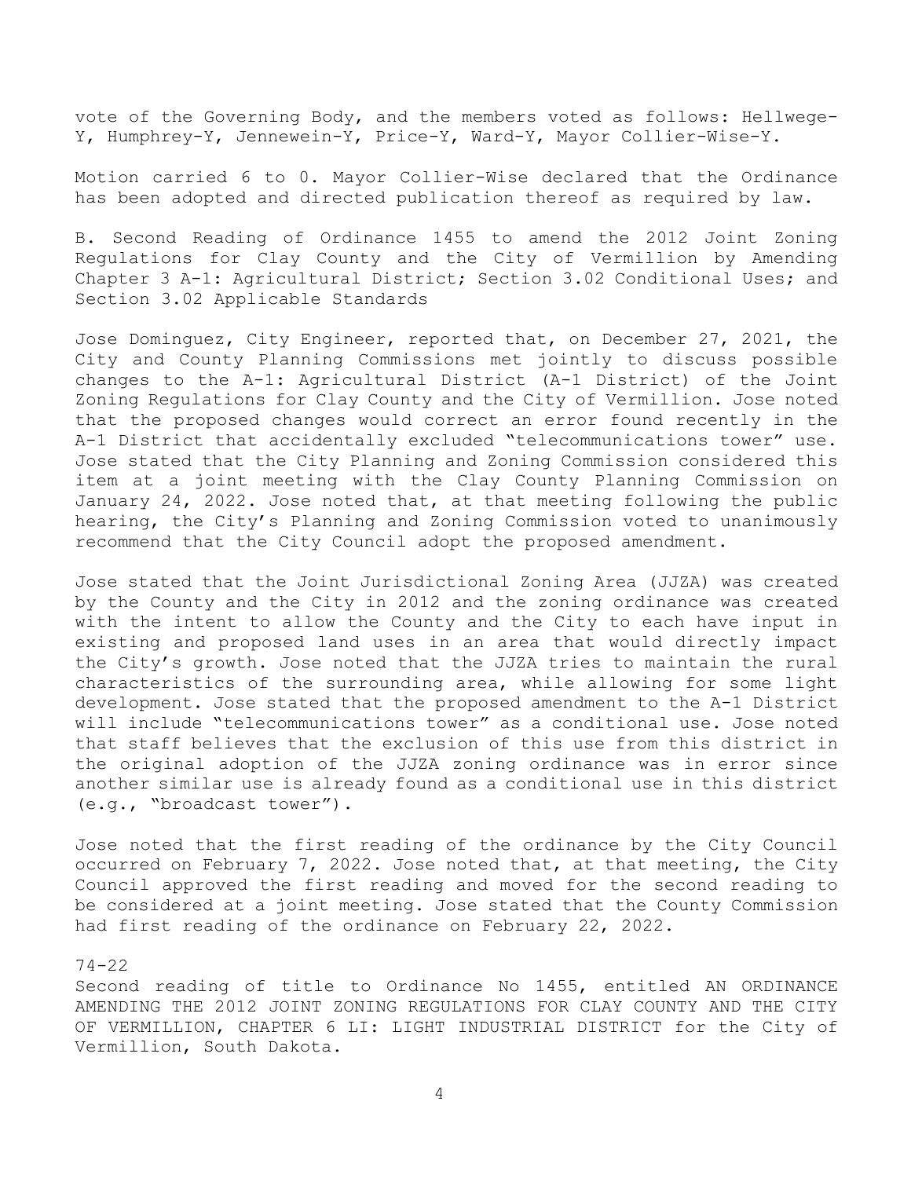vote of the Governing Body, and the members voted as follows: Hellwege-Y, Humphrey-Y, Jennewein-Y, Price-Y, Ward-Y, Mayor Collier-Wise-Y.

Motion carried 6 to 0. Mayor Collier-Wise declared that the Ordinance has been adopted and directed publication thereof as required by law.

B. Second Reading of Ordinance 1455 to amend the 2012 Joint Zoning Regulations for Clay County and the City of Vermillion by Amending Chapter 3 A-1: Agricultural District; Section 3.02 Conditional Uses; and Section 3.02 Applicable Standards

Jose Dominguez, City Engineer, reported that, on December 27, 2021, the City and County Planning Commissions met jointly to discuss possible changes to the A-1: Agricultural District (A-1 District) of the Joint Zoning Regulations for Clay County and the City of Vermillion. Jose noted that the proposed changes would correct an error found recently in the A-1 District that accidentally excluded "telecommunications tower" use. Jose stated that the City Planning and Zoning Commission considered this item at a joint meeting with the Clay County Planning Commission on January 24, 2022. Jose noted that, at that meeting following the public hearing, the City's Planning and Zoning Commission voted to unanimously recommend that the City Council adopt the proposed amendment.

Jose stated that the Joint Jurisdictional Zoning Area (JJZA) was created by the County and the City in 2012 and the zoning ordinance was created with the intent to allow the County and the City to each have input in existing and proposed land uses in an area that would directly impact the City's growth. Jose noted that the JJZA tries to maintain the rural characteristics of the surrounding area, while allowing for some light development. Jose stated that the proposed amendment to the A-1 District will include "telecommunications tower" as a conditional use. Jose noted that staff believes that the exclusion of this use from this district in the original adoption of the JJZA zoning ordinance was in error since another similar use is already found as a conditional use in this district (e.g., "broadcast tower").

Jose noted that the first reading of the ordinance by the City Council occurred on February 7, 2022. Jose noted that, at that meeting, the City Council approved the first reading and moved for the second reading to be considered at a joint meeting. Jose stated that the County Commission had first reading of the ordinance on February 22, 2022.

74-22
Second reading of title to Ordinance No 1455, entitled AN ORDINANCE AMENDING THE 2012 JOINT ZONING REGULATIONS FOR CLAY COUNTY AND THE CITY OF VERMILLION, CHAPTER 6 LI: LIGHT INDUSTRIAL DISTRICT for the City of Vermillion, South Dakota.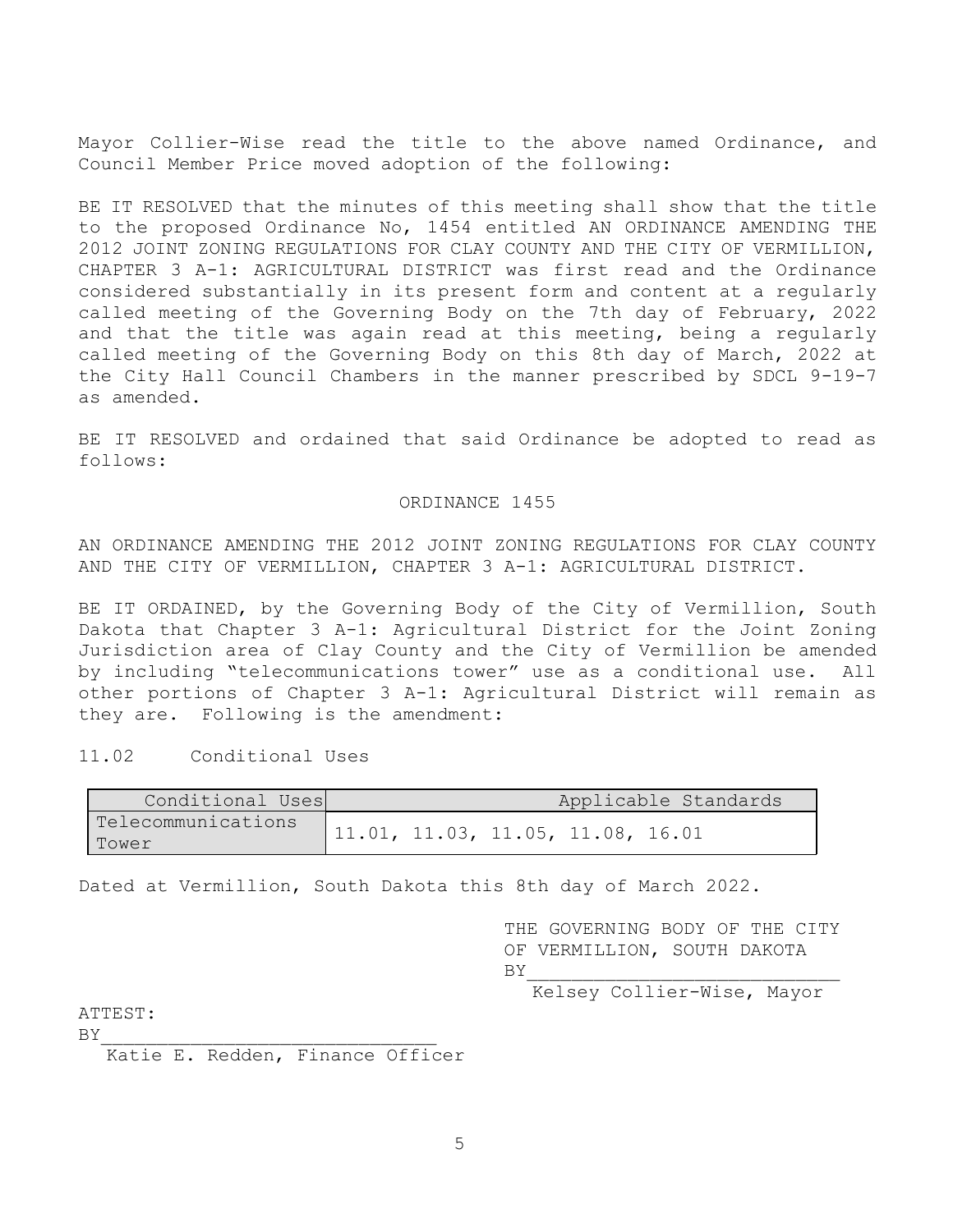Mayor Collier-Wise read the title to the above named Ordinance, and Council Member Price moved adoption of the following:

BE IT RESOLVED that the minutes of this meeting shall show that the title to the proposed Ordinance No, 1454 entitled AN ORDINANCE AMENDING THE 2012 JOINT ZONING REGULATIONS FOR CLAY COUNTY AND THE CITY OF VERMILLION, CHAPTER 3 A-1: AGRICULTURAL DISTRICT was first read and the Ordinance considered substantially in its present form and content at a regularly called meeting of the Governing Body on the 7th day of February, 2022 and that the title was again read at this meeting, being a regularly called meeting of the Governing Body on this 8th day of March, 2022 at the City Hall Council Chambers in the manner prescribed by SDCL 9-19-7 as amended.

BE IT RESOLVED and ordained that said Ordinance be adopted to read as follows:

ORDINANCE 1455

AN ORDINANCE AMENDING THE 2012 JOINT ZONING REGULATIONS FOR CLAY COUNTY AND THE CITY OF VERMILLION, CHAPTER 3 A-1: AGRICULTURAL DISTRICT.

BE IT ORDAINED, by the Governing Body of the City of Vermillion, South Dakota that Chapter 3 A-1: Agricultural District for the Joint Zoning Jurisdiction area of Clay County and the City of Vermillion be amended by including "telecommunications tower" use as a conditional use. All other portions of Chapter 3 A-1: Agricultural District will remain as they are. Following is the amendment:

11.02 Conditional Uses

| Conditional Uses | Applicable Standards |
|---|---|
| Telecommunications Tower | 11.01, 11.03, 11.05, 11.08, 16.01 |

Dated at Vermillion, South Dakota this 8th day of March 2022.

THE GOVERNING BODY OF THE CITY OF VERMILLION, SOUTH DAKOTA

BY\_\_\_\_\_\_\_\_\_\_\_\_\_\_\_\_\_\_\_\_\_\_\_\_\_\_\_\_
Kelsey Collier-Wise, Mayor

ATTEST:

BY\_\_\_\_\_\_\_\_\_\_\_\_\_\_\_\_\_\_\_\_\_\_\_\_\_\_\_\_
Katie E. Redden, Finance Officer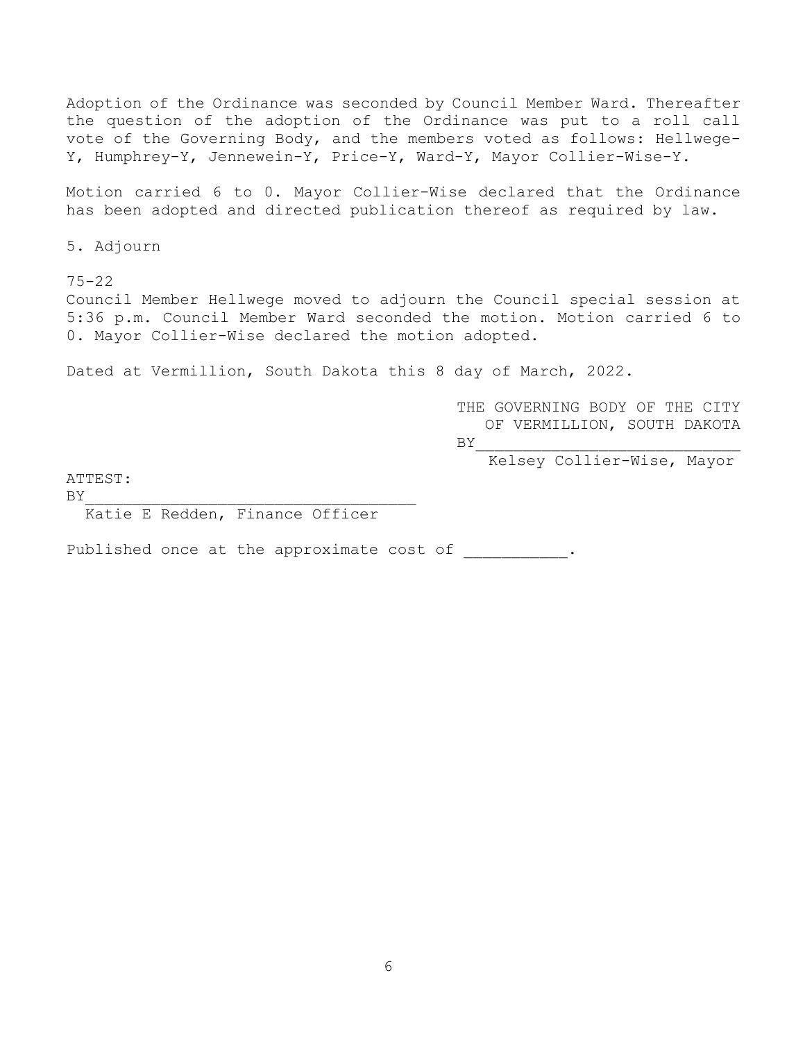Adoption of the Ordinance was seconded by Council Member Ward. Thereafter the question of the adoption of the Ordinance was put to a roll call vote of the Governing Body, and the members voted as follows: Hellwege-Y, Humphrey-Y, Jennewein-Y, Price-Y, Ward-Y, Mayor Collier-Wise-Y.

Motion carried 6 to 0. Mayor Collier-Wise declared that the Ordinance has been adopted and directed publication thereof as required by law.

5. Adjourn

75-22
Council Member Hellwege moved to adjourn the Council special session at 5:36 p.m. Council Member Ward seconded the motion. Motion carried 6 to 0. Mayor Collier-Wise declared the motion adopted.

Dated at Vermillion, South Dakota this 8 day of March, 2022.

THE GOVERNING BODY OF THE CITY OF VERMILLION, SOUTH DAKOTA

BY___________________________
Kelsey Collier-Wise, Mayor

ATTEST:

BY___________________________________
Katie E Redden, Finance Officer

Published once at the approximate cost of ___________.